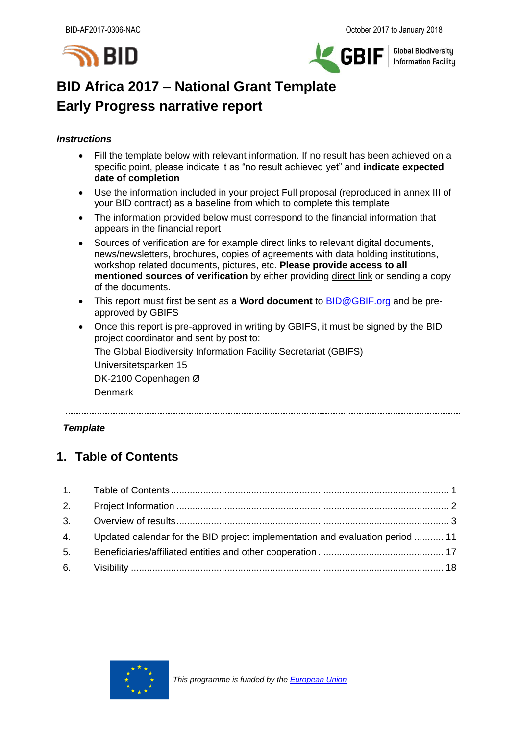# BID Africa 2017 – National Grant Template
# Early Progress narrative report

***Instructions***

- Fill the template below with relevant information. If no result has been achieved on a specific point, please indicate it as "no result achieved yet" and **indicate expected date of completion**
- Use the information included in your project Full proposal (reproduced in annex III of your BID contract) as a baseline from which to complete this template
- The information provided below must correspond to the financial information that appears in the financial report
- Sources of verification are for example direct links to relevant digital documents, news/newsletters, brochures, copies of agreements with data holding institutions, workshop related documents, pictures, etc. **Please provide access to all mentioned sources of verification** by either providing direct link or sending a copy of the documents.
- This report must first be sent as a **Word document** to BID@GBIF.org and be pre-approved by GBIFS
- Once this report is pre-approved in writing by GBIFS, it must be signed by the BID project coordinator and sent by post to:

  The Global Biodiversity Information Facility Secretariat (GBIFS)
  Universitetsparken 15
  DK-2100 Copenhagen Ø
  Denmark

---

***Template***

## 1. Table of Contents

1. Table of Contents ........................................................................................... 1
2. Project Information ......................................................................................... 2
3. Overview of results......................................................................................... 3
4. Updated calendar for the BID project implementation and evaluation period ........... 11
5. Beneficiaries/affiliated entities and other cooperation ............................................... 17
6. Visibility ....................................................................................................... 18

*This programme is funded by the European Union*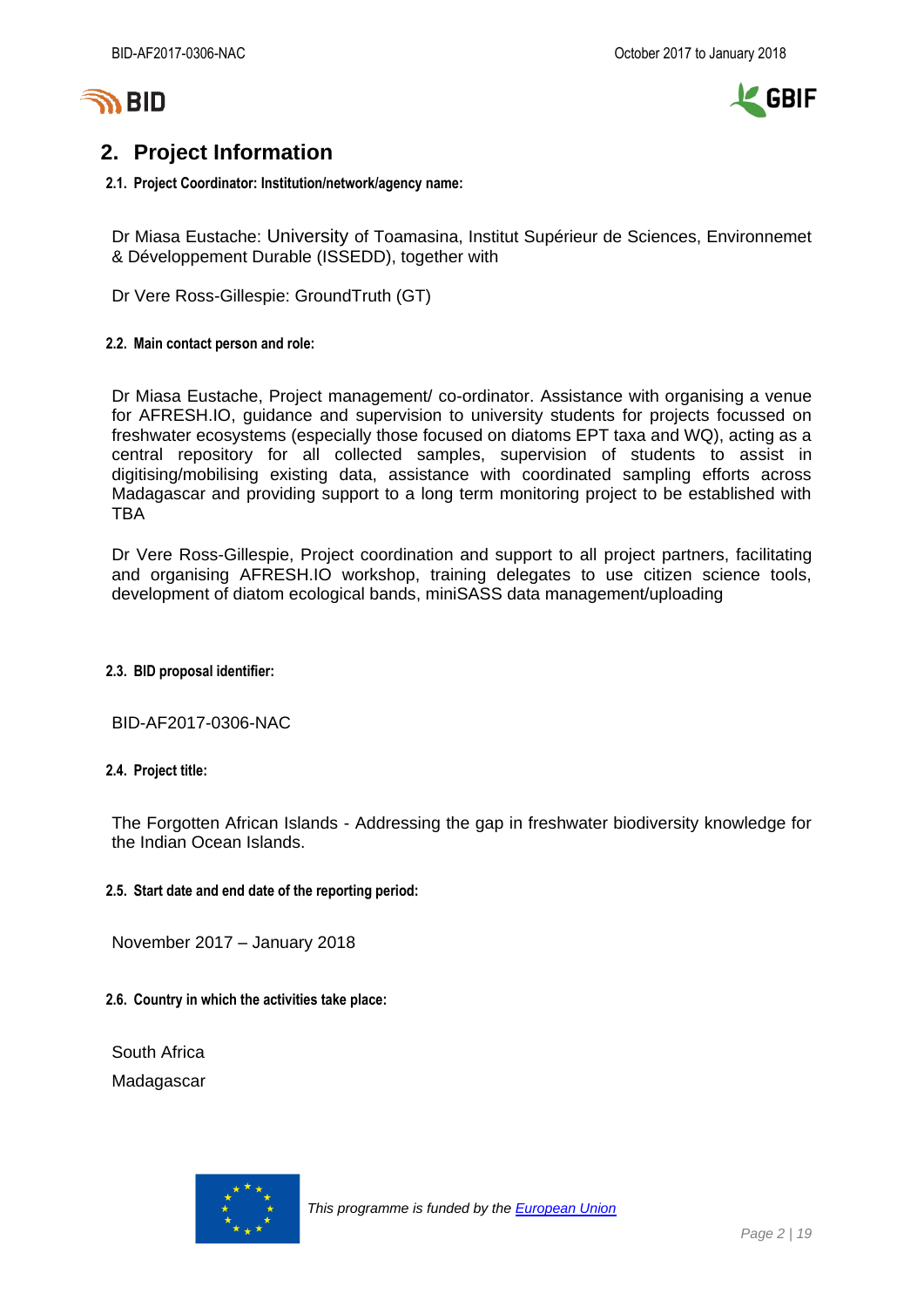## 2. Project Information

### 2.1. Project Coordinator: Institution/network/agency name:

Dr Miasa Eustache: University of Toamasina, Institut Supérieur de Sciences, Environnemet & Développement Durable (ISSEDD), together with

Dr Vere Ross-Gillespie: GroundTruth (GT)

### 2.2. Main contact person and role:

Dr Miasa Eustache, Project management/ co-ordinator. Assistance with organising a venue for AFRESH.IO, guidance and supervision to university students for projects focussed on freshwater ecosystems (especially those focused on diatoms EPT taxa and WQ), acting as a central repository for all collected samples, supervision of students to assist in digitising/mobilising existing data, assistance with coordinated sampling efforts across Madagascar and providing support to a long term monitoring project to be established with TBA

Dr Vere Ross-Gillespie, Project coordination and support to all project partners, facilitating and organising AFRESH.IO workshop, training delegates to use citizen science tools, development of diatom ecological bands, miniSASS data management/uploading

### 2.3. BID proposal identifier:

BID-AF2017-0306-NAC

### 2.4. Project title:

The Forgotten African Islands - Addressing the gap in freshwater biodiversity knowledge for the Indian Ocean Islands.

### 2.5. Start date and end date of the reporting period:

November 2017 – January 2018

### 2.6. Country in which the activities take place:

South Africa

Madagascar

*This programme is funded by the European Union*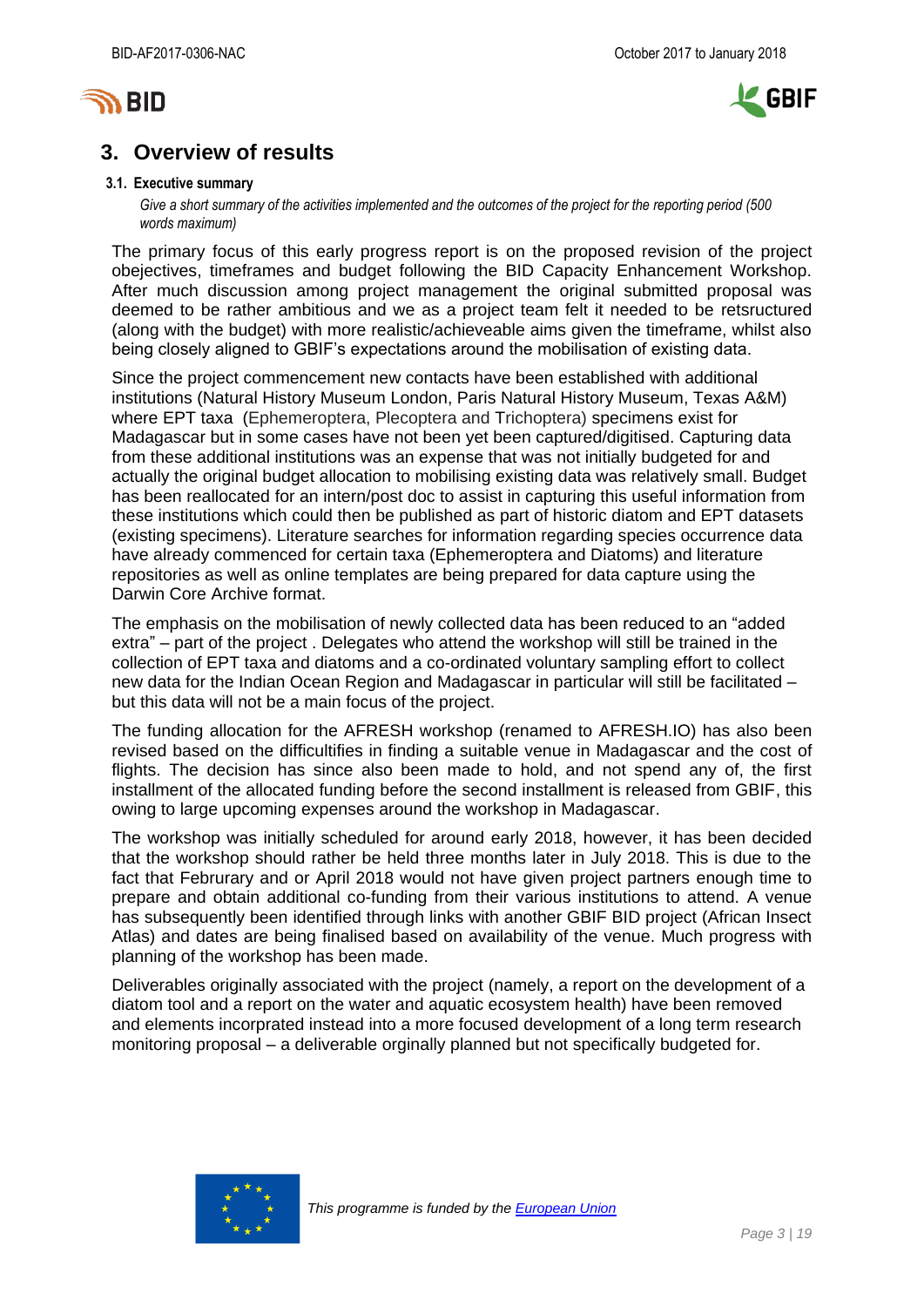## 3. Overview of results

### 3.1. Executive summary

*Give a short summary of the activities implemented and the outcomes of the project for the reporting period (500 words maximum)*

The primary focus of this early progress report is on the proposed revision of the project obejectives, timeframes and budget following the BID Capacity Enhancement Workshop. After much discussion among project management the original submitted proposal was deemed to be rather ambitious and we as a project team felt it needed to be retsructured (along with the budget) with more realistic/achieveable aims given the timeframe, whilst also being closely aligned to GBIF's expectations around the mobilisation of existing data.

Since the project commencement new contacts have been established with additional institutions (Natural History Museum London, Paris Natural History Museum, Texas A&M) where EPT taxa (Ephemeroptera, Plecoptera and Trichoptera) specimens exist for Madagascar but in some cases have not been yet been captured/digitised. Capturing data from these additional institutions was an expense that was not initially budgeted for and actually the original budget allocation to mobilising existing data was relatively small. Budget has been reallocated for an intern/post doc to assist in capturing this useful information from these institutions which could then be published as part of historic diatom and EPT datasets (existing specimens). Literature searches for information regarding species occurrence data have already commenced for certain taxa (Ephemeroptera and Diatoms) and literature repositories as well as online templates are being prepared for data capture using the Darwin Core Archive format.

The emphasis on the mobilisation of newly collected data has been reduced to an "added extra" – part of the project . Delegates who attend the workshop will still be trained in the collection of EPT taxa and diatoms and a co-ordinated voluntary sampling effort to collect new data for the Indian Ocean Region and Madagascar in particular will still be facilitated – but this data will not be a main focus of the project.

The funding allocation for the AFRESH workshop (renamed to AFRESH.IO) has also been revised based on the difficultifies in finding a suitable venue in Madagascar and the cost of flights. The decision has since also been made to hold, and not spend any of, the first installment of the allocated funding before the second installment is released from GBIF, this owing to large upcoming expenses around the workshop in Madagascar.

The workshop was initially scheduled for around early 2018, however, it has been decided that the workshop should rather be held three months later in July 2018. This is due to the fact that Februrary and or April 2018 would not have given project partners enough time to prepare and obtain additional co-funding from their various institutions to attend. A venue has subsequently been identified through links with another GBIF BID project (African Insect Atlas) and dates are being finalised based on availability of the venue. Much progress with planning of the workshop has been made.

Deliverables originally associated with the project (namely, a report on the development of a diatom tool and a report on the water and aquatic ecosystem health) have been removed and elements incorprated instead into a more focused development of a long term research monitoring proposal – a deliverable orginally planned but not specifically budgeted for.

*This programme is funded by the [European Union]*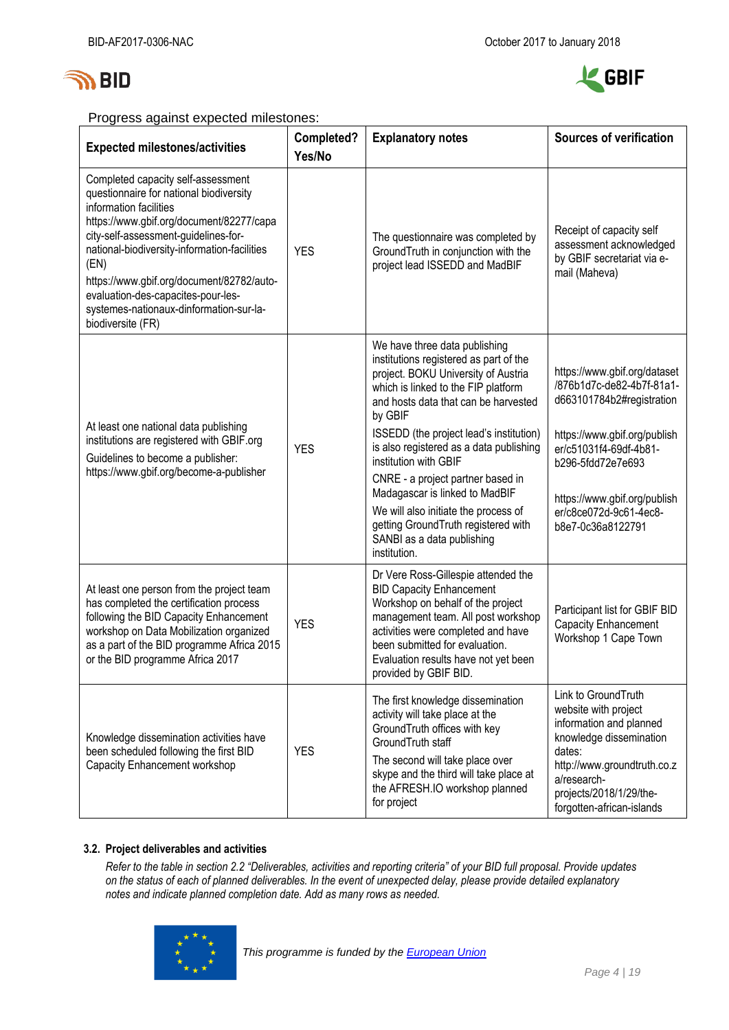Progress against expected milestones:

| Expected milestones/activities | Completed? Yes/No | Explanatory notes | Sources of verification |
|---|---|---|---|
| Completed capacity self-assessment questionnaire for national biodiversity information facilities https://www.gbif.org/document/82277/capacity-self-assessment-guidelines-for-national-biodiversity-information-facilities (EN) https://www.gbif.org/document/82782/auto-evaluation-des-capacites-pour-les-systemes-nationaux-dinformation-sur-la-biodiversite (FR) | YES | The questionnaire was completed by GroundTruth in conjunction with the project lead ISSEDD and MadBIF | Receipt of capacity self assessment acknowledged by GBIF secretariat via e-mail (Maheva) |
| At least one national data publishing institutions are registered with GBIF.org<br>Guidelines to become a publisher: https://www.gbif.org/become-a-publisher | YES | We have three data publishing institutions registered as part of the project. BOKU University of Austria which is linked to the FIP platform and hosts data that can be harvested by GBIF<br>ISSEDD (the project lead's institution) is also registered as a data publishing institution with GBIF<br>CNRE - a project partner based in Madagascar is linked to MadBIF<br>We will also initiate the process of getting GroundTruth registered with SANBI as a data publishing institution. | https://www.gbif.org/dataset/876b1d7c-de82-4b7f-81a1-d663101784b2#registration<br>https://www.gbif.org/publisher/c51031f4-69df-4b81-b296-5fdd72e7e693<br>https://www.gbif.org/publisher/c8ce072d-9c61-4ec8-b8e7-0c36a8122791 |
| At least one person from the project team has completed the certification process following the BID Capacity Enhancement workshop on Data Mobilization organized as a part of the BID programme Africa 2015 or the BID programme Africa 2017 | YES | Dr Vere Ross-Gillespie attended the BID Capacity Enhancement Workshop on behalf of the project management team. All post workshop activities were completed and have been submitted for evaluation. Evaluation results have not yet been provided by GBIF BID. | Participant list for GBIF BID Capacity Enhancement Workshop 1 Cape Town |
| Knowledge dissemination activities have been scheduled following the first BID Capacity Enhancement workshop | YES | The first knowledge dissemination activity will take place at the GroundTruth offices with key GroundTruth staff<br>The second will take place over skype and the third will take place at the AFRESH.IO workshop planned for project | Link to GroundTruth website with project information and planned knowledge dissemination dates: http://www.groundtruth.co.za/research-projects/2018/1/29/the-forgotten-african-islands |

### 3.2. Project deliverables and activities

*Refer to the table in section 2.2 "Deliverables, activities and reporting criteria" of your BID full proposal. Provide updates on the status of each of planned deliverables. In the event of unexpected delay, please provide detailed explanatory notes and indicate planned completion date. Add as many rows as needed.*

*This programme is funded by the European Union*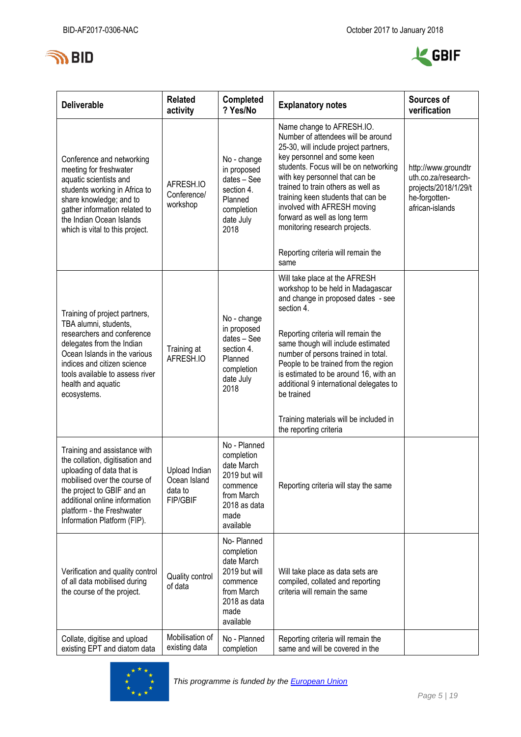| Deliverable | Related activity | Completed ? Yes/No | Explanatory notes | Sources of verification |
|---|---|---|---|---|
| Conference and networking meeting for freshwater aquatic scientists and students working in Africa to share knowledge; and to gather information related to the Indian Ocean Islands which is vital to this project. | AFRESH.IO Conference/ workshop | No - change in proposed dates – See section 4. Planned completion date July 2018 | Name change to AFRESH.IO. Number of attendees will be around 25-30, will include project partners, key personnel and some keen students. Focus will be on networking with key personnel that can be trained to train others as well as training keen students that can be involved with AFRESH moving forward as well as long term monitoring research projects.<br><br>Reporting criteria will remain the same | http://www.groundtruth.co.za/research-projects/2018/1/29/the-forgotten-african-islands |
| Training of project partners, TBA alumni, students, researchers and conference delegates from the Indian Ocean Islands in the various indices and citizen science tools available to assess river health and aquatic ecosystems. | Training at AFRESH.IO | No - change in proposed dates – See section 4. Planned completion date July 2018 | Will take place at the AFRESH workshop to be held in Madagascar and change in proposed dates - see section 4.<br><br>Reporting criteria will remain the same though will include estimated number of persons trained in total. People to be trained from the region is estimated to be around 16, with an additional 9 international delegates to be trained<br><br>Training materials will be included in the reporting criteria | |
| Training and assistance with the collation, digitisation and uploading of data that is mobilised over the course of the project to GBIF and an additional online information platform - the Freshwater Information Platform (FIP). | Upload Indian Ocean Island data to FIP/GBIF | No - Planned completion date March 2019 but will commence from March 2018 as data made available | Reporting criteria will stay the same | |
| Verification and quality control of all data mobilised during the course of the project. | Quality control of data | No- Planned completion date March 2019 but will commence from March 2018 as data made available | Will take place as data sets are compiled, collated and reporting criteria will remain the same | |
| Collate, digitise and upload existing EPT and diatom data | Mobilisation of existing data | No - Planned completion | Reporting criteria will remain the same and will be covered in the | |

*This programme is funded by the European Union*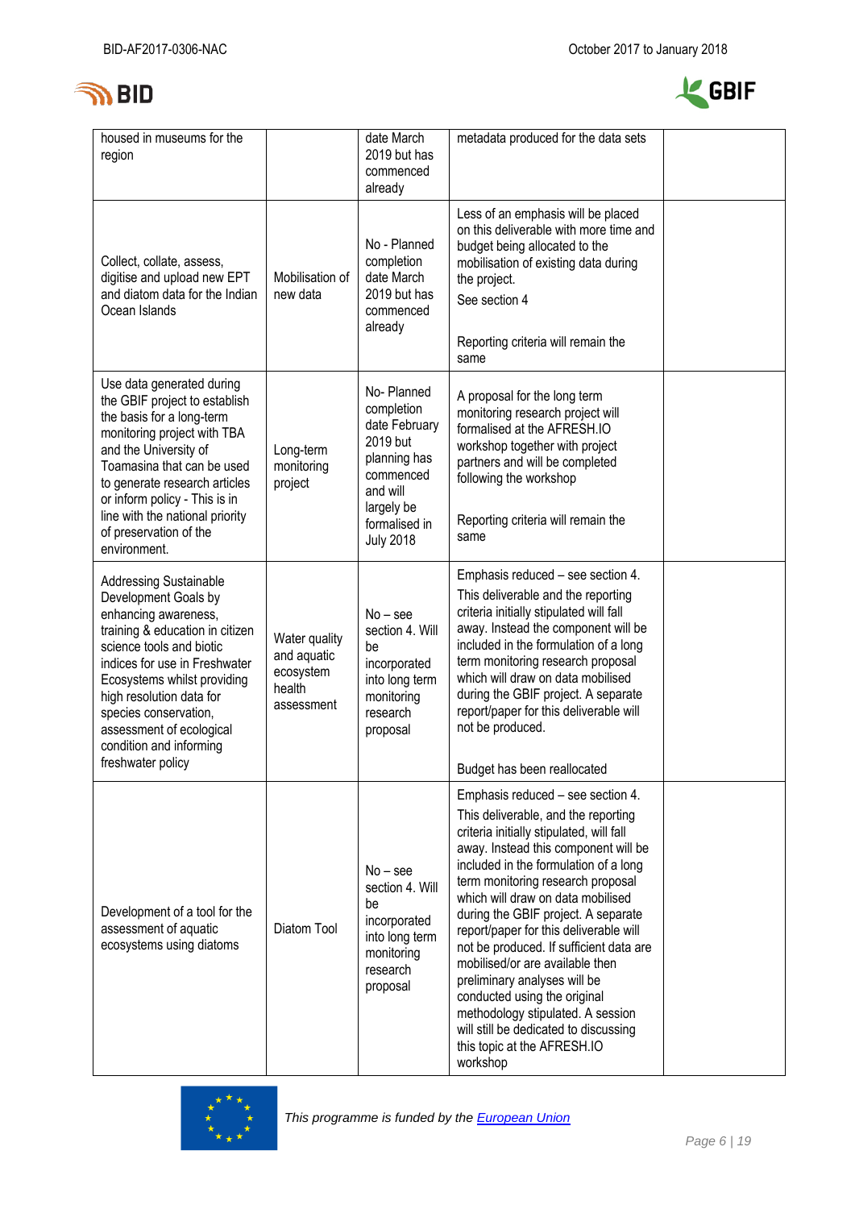| | | | | |
|---|---|---|---|---|
| housed in museums for the region | | date March 2019 but has commenced already | metadata produced for the data sets | |
| Collect, collate, assess, digitise and upload new EPT and diatom data for the Indian Ocean Islands | Mobilisation of new data | No - Planned completion date March 2019 but has commenced already | Less of an emphasis will be placed on this deliverable with more time and budget being allocated to the mobilisation of existing data during the project.<br>See section 4<br><br>Reporting criteria will remain the same | |
| Use data generated during the GBIF project to establish the basis for a long-term monitoring project with TBA and the University of Toamasina that can be used to generate research articles or inform policy - This is in line with the national priority of preservation of the environment. | Long-term monitoring project | No- Planned completion date February 2019 but planning has commenced and will largely be formalised in July 2018 | A proposal for the long term monitoring research project will formalised at the AFRESH.IO workshop together with project partners and will be completed following the workshop<br><br>Reporting criteria will remain the same | |
| Addressing Sustainable Development Goals by enhancing awareness, training & education in citizen science tools and biotic indices for use in Freshwater Ecosystems whilst providing high resolution data for species conservation, assessment of ecological condition and informing freshwater policy | Water quality and aquatic ecosystem health assessment | No – see section 4. Will be incorporated into long term monitoring research proposal | Emphasis reduced – see section 4.<br>This deliverable and the reporting criteria initially stipulated will fall away. Instead the component will be included in the formulation of a long term monitoring research proposal which will draw on data mobilised during the GBIF project. A separate report/paper for this deliverable will not be produced.<br><br>Budget has been reallocated | |
| Development of a tool for the assessment of aquatic ecosystems using diatoms | Diatom Tool | No – see section 4. Will be incorporated into long term monitoring research proposal | Emphasis reduced – see section 4.<br>This deliverable, and the reporting criteria initially stipulated, will fall away. Instead this component will be included in the formulation of a long term monitoring research proposal which will draw on data mobilised during the GBIF project. A separate report/paper for this deliverable will not be produced. If sufficient data are mobilised/or are available then preliminary analyses will be conducted using the original methodology stipulated. A session will still be dedicated to discussing this topic at the AFRESH.IO workshop | |

*This programme is funded by the European Union*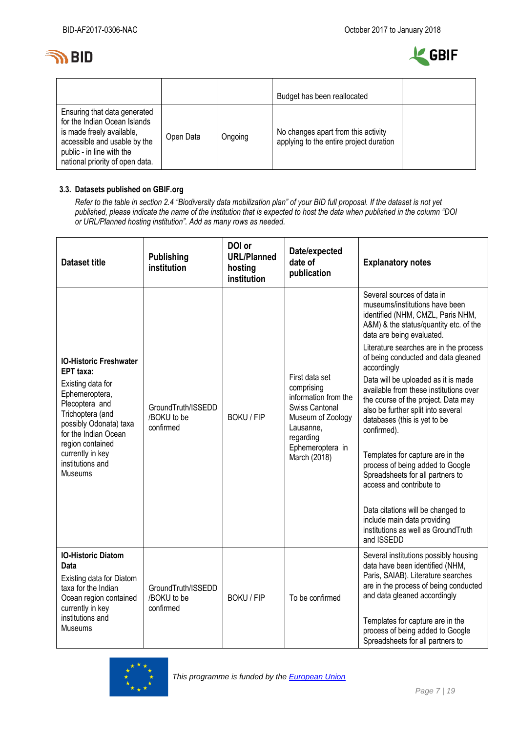|  |  |  | Budget has been reallocated |  |
|---|---|---|---|---|
| Ensuring that data generated for the Indian Ocean Islands is made freely available, accessible and usable by the public - in line with the national priority of open data. | Open Data | Ongoing | No changes apart from this activity applying to the entire project duration |  |

### 3.3. Datasets published on GBIF.org

*Refer to the table in section 2.4 "Biodiversity data mobilization plan" of your BID full proposal. If the dataset is not yet published, please indicate the name of the institution that is expected to host the data when published in the column "DOI or URL/Planned hosting institution". Add as many rows as needed.*

| Dataset title | Publishing institution | DOI or URL/Planned hosting institution | Date/expected date of publication | Explanatory notes |
|---|---|---|---|---|
| **IO-Historic Freshwater EPT taxa:** Existing data for Ephemeroptera, Plecoptera and Trichoptera (and possibly Odonata) taxa for the Indian Ocean region contained currently in key institutions and Museums | GroundTruth/ISSEDD /BOKU to be confirmed | BOKU / FIP | First data set comprising information from the Swiss Cantonal Museum of Zoology Lausanne, regarding Ephemeroptera in March (2018) | Several sources of data in museums/institutions have been identified (NHM, CMZL, Paris NHM, A&M) & the status/quantity etc. of the data are being evaluated. Literature searches are in the process of being conducted and data gleaned accordingly Data will be uploaded as it is made available from these institutions over the course of the project. Data may also be further split into several databases (this is yet to be confirmed). Templates for capture are in the process of being added to Google Spreadsheets for all partners to access and contribute to Data citations will be changed to include main data providing institutions as well as GroundTruth and ISSEDD |
| **IO-Historic Diatom Data** Existing data for Diatom taxa for the Indian Ocean region contained currently in key institutions and Museums | GroundTruth/ISSEDD /BOKU to be confirmed | BOKU / FIP | To be confirmed | Several institutions possibly housing data have been identified (NHM, Paris, SAIAB). Literature searches are in the process of being conducted and data gleaned accordingly Templates for capture are in the process of being added to Google Spreadsheets for all partners to |

*This programme is funded by the European Union*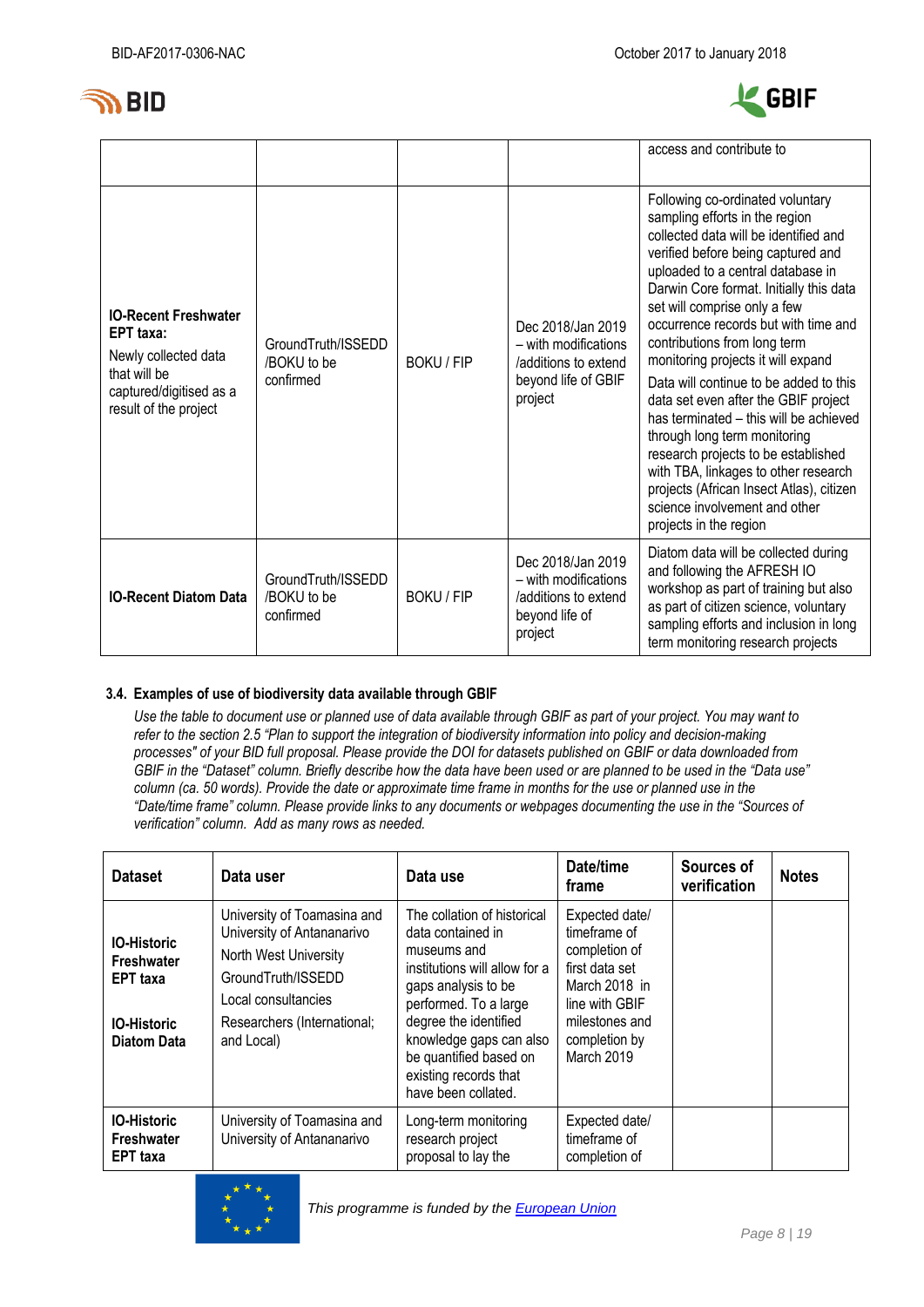| | | | | access and contribute to |
|---|---|---|---|---|
| **IO-Recent Freshwater EPT taxa:** Newly collected data that will be captured/digitised as a result of the project | GroundTruth/ISSEDD /BOKU to be confirmed | BOKU / FIP | Dec 2018/Jan 2019 – with modifications /additions to extend beyond life of GBIF project | Following co-ordinated voluntary sampling efforts in the region collected data will be identified and verified before being captured and uploaded to a central database in Darwin Core format. Initially this data set will comprise only a few occurrence records but with time and contributions from long term monitoring projects it will expand<br>Data will continue to be added to this data set even after the GBIF project has terminated – this will be achieved through long term monitoring research projects to be established with TBA, linkages to other research projects (African Insect Atlas), citizen science involvement and other projects in the region |
| **IO-Recent Diatom Data** | GroundTruth/ISSEDD /BOKU to be confirmed | BOKU / FIP | Dec 2018/Jan 2019 – with modifications /additions to extend beyond life of project | Diatom data will be collected during and following the AFRESH IO workshop as part of training but also as part of citizen science, voluntary sampling efforts and inclusion in long term monitoring research projects |

### 3.4. Examples of use of biodiversity data available through GBIF

*Use the table to document use or planned use of data available through GBIF as part of your project. You may want to refer to the section 2.5 "Plan to support the integration of biodiversity information into policy and decision-making processes" of your BID full proposal. Please provide the DOI for datasets published on GBIF or data downloaded from GBIF in the "Dataset" column. Briefly describe how the data have been used or are planned to be used in the "Data use" column (ca. 50 words). Provide the date or approximate time frame in months for the use or planned use in the "Date/time frame" column. Please provide links to any documents or webpages documenting the use in the "Sources of verification" column. Add as many rows as needed.*

| Dataset | Data user | Data use | Date/time frame | Sources of verification | Notes |
|---|---|---|---|---|---|
| **IO-Historic Freshwater EPT taxa**<br><br>**IO-Historic Diatom Data** | University of Toamasina and University of Antananarivo<br>North West University<br>GroundTruth/ISSEDD<br>Local consultancies<br>Researchers (International; and Local) | The collation of historical data contained in museums and institutions will allow for a gaps analysis to be performed. To a large degree the identified knowledge gaps can also be quantified based on existing records that have been collated. | Expected date/ timeframe of completion of first data set March 2018 in line with GBIF milestones and completion by March 2019 | | |
| **IO-Historic Freshwater EPT taxa** | University of Toamasina and University of Antananarivo | Long-term monitoring research project proposal to lay the | Expected date/ timeframe of completion of | | |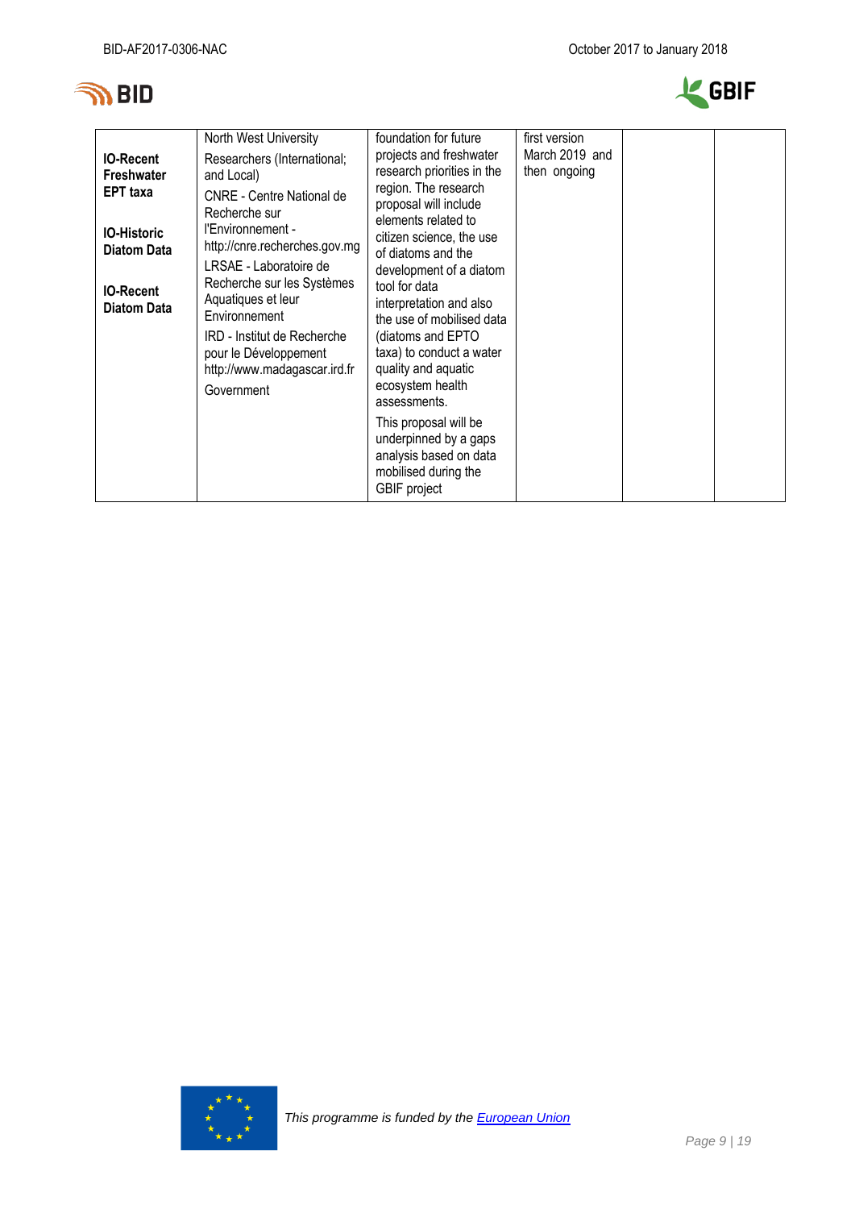| | | | | | |
|---|---|---|---|---|---|
| **IO-Recent Freshwater EPT taxa**<br><br>**IO-Historic Diatom Data**<br><br>**IO-Recent Diatom Data** | North West University<br>Researchers (International; and Local)<br>CNRE - Centre National de Recherche sur l'Environnement - http://cnre.recherches.gov.mg<br>LRSAE - Laboratoire de Recherche sur les Systèmes Aquatiques et leur Environnement<br>IRD - Institut de Recherche pour le Développement http://www.madagascar.ird.fr<br>Government | foundation for future projects and freshwater research priorities in the region. The research proposal will include elements related to citizen science, the use of diatoms and the development of a diatom tool for data interpretation and also the use of mobilised data (diatoms and EPTO taxa) to conduct a water quality and aquatic ecosystem health assessments.<br>This proposal will be underpinned by a gaps analysis based on data mobilised during the GBIF project | first version March 2019 and then ongoing | | |

*This programme is funded by the European Union*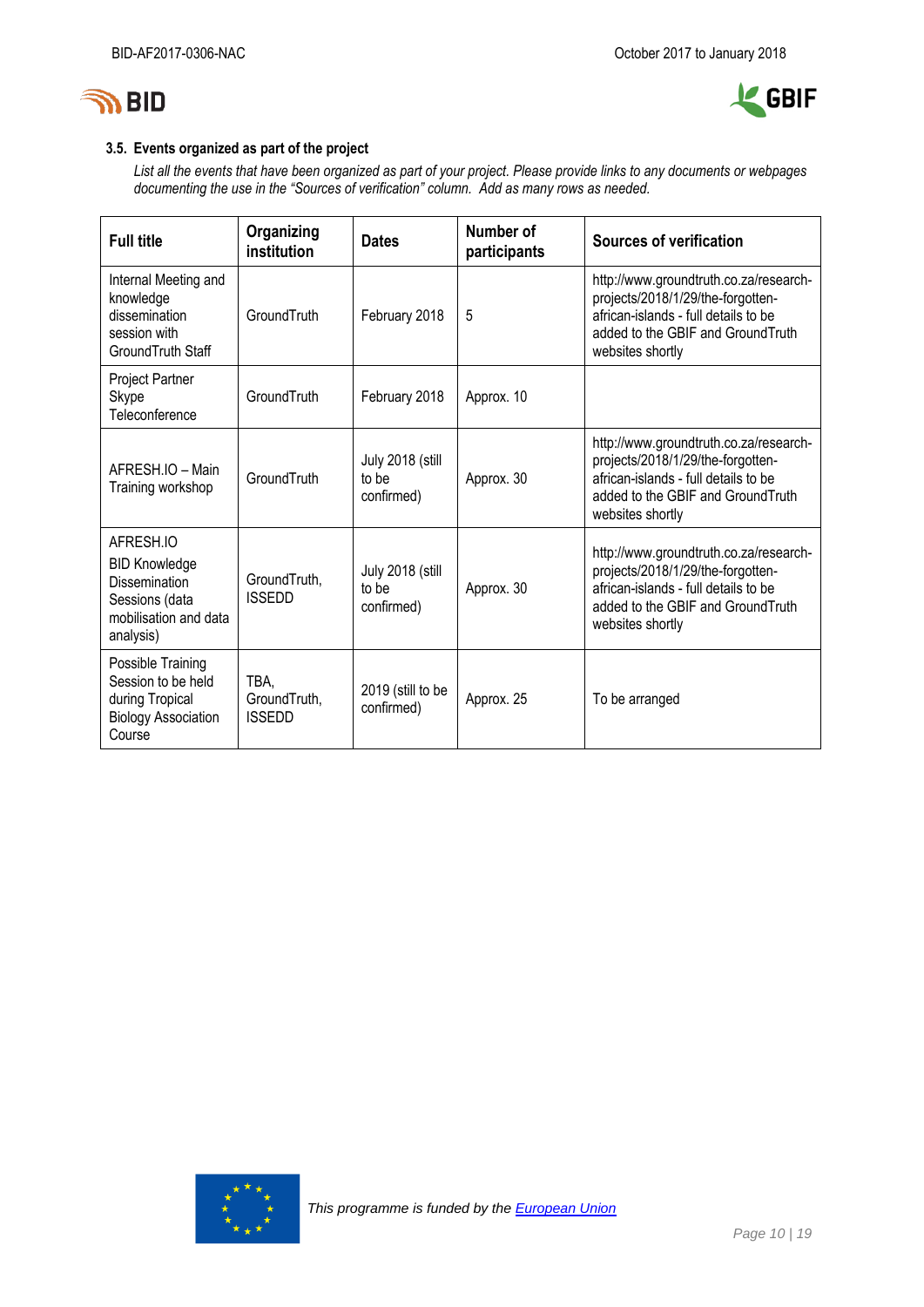### 3.5. Events organized as part of the project

*List all the events that have been organized as part of your project. Please provide links to any documents or webpages documenting the use in the "Sources of verification" column. Add as many rows as needed.*

| Full title | Organizing institution | Dates | Number of participants | Sources of verification |
|---|---|---|---|---|
| Internal Meeting and knowledge dissemination session with GroundTruth Staff | GroundTruth | February 2018 | 5 | http://www.groundtruth.co.za/research-projects/2018/1/29/the-forgotten-african-islands - full details to be added to the GBIF and GroundTruth websites shortly |
| Project Partner Skype Teleconference | GroundTruth | February 2018 | Approx. 10 | |
| AFRESH.IO – Main Training workshop | GroundTruth | July 2018 (still to be confirmed) | Approx. 30 | http://www.groundtruth.co.za/research-projects/2018/1/29/the-forgotten-african-islands - full details to be added to the GBIF and GroundTruth websites shortly |
| AFRESH.IO BID Knowledge Dissemination Sessions (data mobilisation and data analysis) | GroundTruth, ISSEDD | July 2018 (still to be confirmed) | Approx. 30 | http://www.groundtruth.co.za/research-projects/2018/1/29/the-forgotten-african-islands - full details to be added to the GBIF and GroundTruth websites shortly |
| Possible Training Session to be held during Tropical Biology Association Course | TBA, GroundTruth, ISSEDD | 2019 (still to be confirmed) | Approx. 25 | To be arranged |

*This programme is funded by the European Union*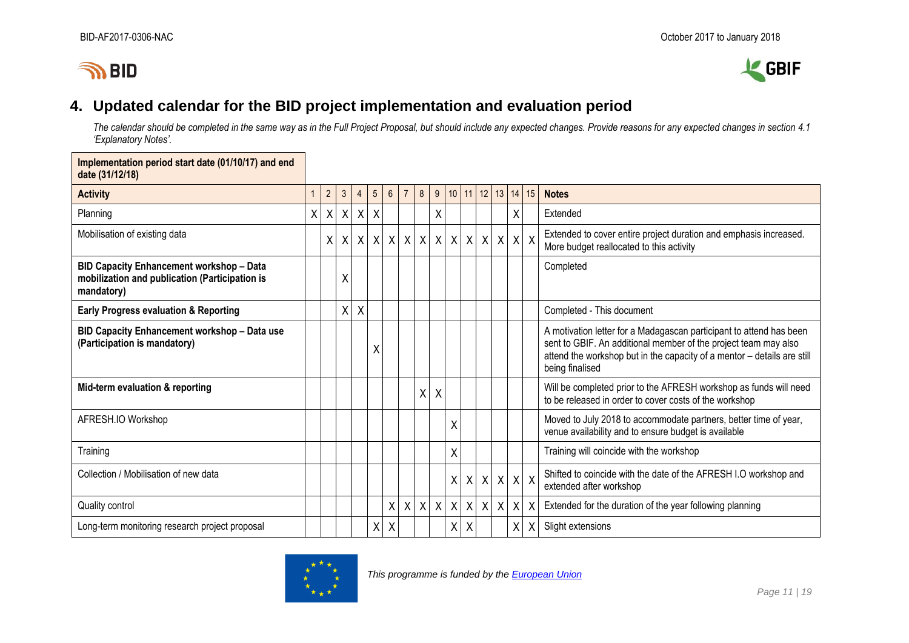## 4. Updated calendar for the BID project implementation and evaluation period

*The calendar should be completed in the same way as in the Full Project Proposal, but should include any expected changes. Provide reasons for any expected changes in section 4.1 'Explanatory Notes'.*

| **Implementation period start date (01/10/17) and end date (31/12/18)** | | | | | | | | | | | | | | | | |
|---|---|---|---|---|---|---|---|---|---|---|---|---|---|---|---|---|
| **Activity** | 1 | 2 | 3 | 4 | 5 | 6 | 7 | 8 | 9 | 10 | 11 | 12 | 13 | 14 | 15 | **Notes** |
| Planning | X | X | X | X | X | | | | X | | | | | X | | Extended |
| Mobilisation of existing data | | X | X | X | X | X | X | X | X | X | X | X | X | X | X | Extended to cover entire project duration and emphasis increased. More budget reallocated to this activity |
| **BID Capacity Enhancement workshop – Data mobilization and publication (Participation is mandatory)** | | | X | | | | | | | | | | | | | Completed |
| **Early Progress evaluation & Reporting** | | | X | X | | | | | | | | | | | | Completed - This document |
| **BID Capacity Enhancement workshop – Data use (Participation is mandatory)** | | | | | X | | | | | | | | | | | A motivation letter for a Madagascan participant to attend has been sent to GBIF. An additional member of the project team may also attend the workshop but in the capacity of a mentor – details are still being finalised |
| **Mid-term evaluation & reporting** | | | | | | | | X | X | | | | | | | Will be completed prior to the AFRESH workshop as funds will need to be released in order to cover costs of the workshop |
| AFRESH.IO Workshop | | | | | | | | | | X | | | | | | Moved to July 2018 to accommodate partners, better time of year, venue availability and to ensure budget is available |
| Training | | | | | | | | | | X | | | | | | Training will coincide with the workshop |
| Collection / Mobilisation of new data | | | | | | | | | | X | X | X | X | X | X | Shifted to coincide with the date of the AFRESH I.O workshop and extended after workshop |
| Quality control | | | | | | X | X | X | X | X | X | X | X | X | X | Extended for the duration of the year following planning |
| Long-term monitoring research project proposal | | | | | X | X | | | | X | X | | | X | X | Slight extensions |

*This programme is funded by the European Union*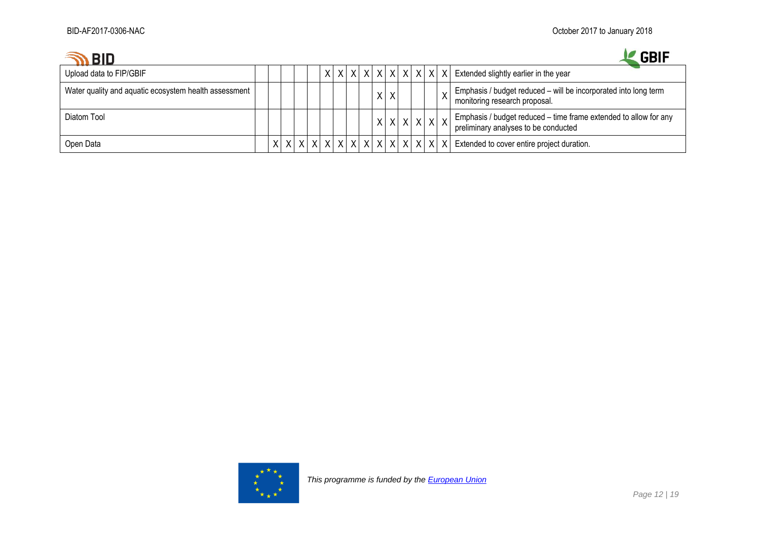| | | | | | | | | | | | | | | | | |
|---|---|---|---|---|---|---|---|---|---|---|---|---|---|---|---|---|
| Upload data to FIP/GBIF | | | | | | X | X | X | X | X | X | X | X | X | X | Extended slightly earlier in the year |
| Water quality and aquatic ecosystem health assessment | | | | | | | | | | X | X | | | | X | Emphasis / budget reduced – will be incorporated into long term monitoring research proposal. |
| Diatom Tool | | | | | | | | | | X | X | X | X | X | X | Emphasis / budget reduced – time frame extended to allow for any preliminary analyses to be conducted |
| Open Data | | X | X | X | X | X | X | X | X | X | X | X | X | X | X | Extended to cover entire project duration. |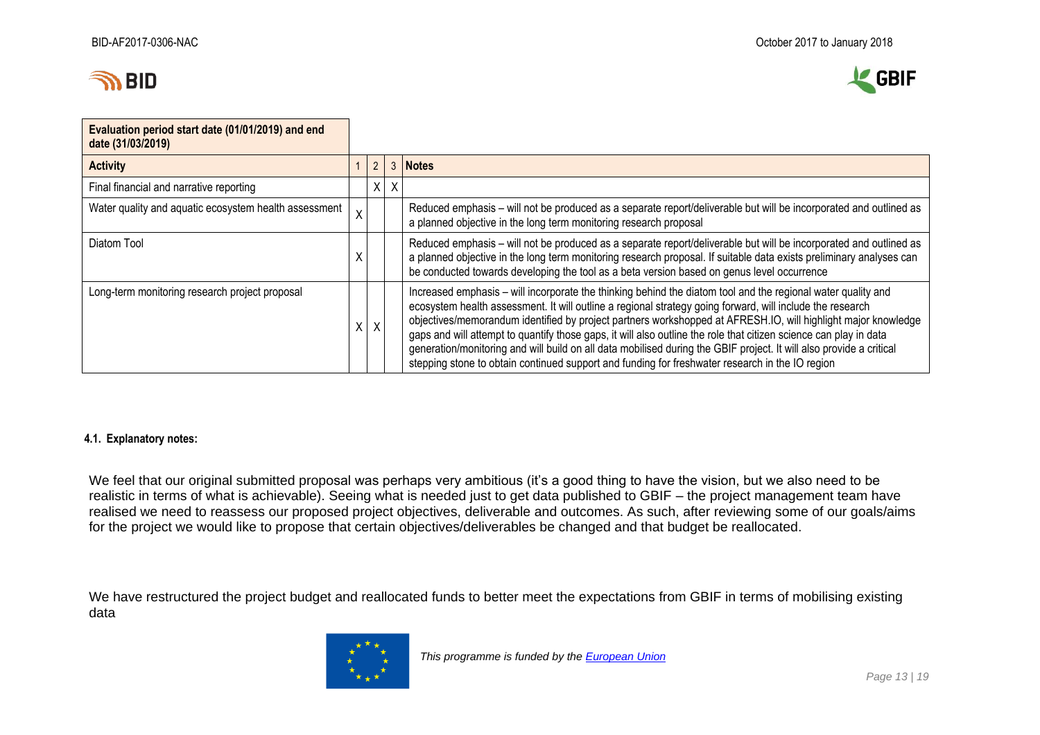| Evaluation period start date (01/01/2019) and end date (31/03/2019) | | | | |
|---|---|---|---|---|
| **Activity** | 1 | 2 | 3 | **Notes** |
| Final financial and narrative reporting | | X | X | |
| Water quality and aquatic ecosystem health assessment | X | | | Reduced emphasis – will not be produced as a separate report/deliverable but will be incorporated and outlined as a planned objective in the long term monitoring research proposal |
| Diatom Tool | X | | | Reduced emphasis – will not be produced as a separate report/deliverable but will be incorporated and outlined as a planned objective in the long term monitoring research proposal. If suitable data exists preliminary analyses can be conducted towards developing the tool as a beta version based on genus level occurrence |
| Long-term monitoring research project proposal | X | X | | Increased emphasis – will incorporate the thinking behind the diatom tool and the regional water quality and ecosystem health assessment. It will outline a regional strategy going forward, will include the research objectives/memorandum identified by project partners workshopped at AFRESH.IO, will highlight major knowledge gaps and will attempt to quantify those gaps, it will also outline the role that citizen science can play in data generation/monitoring and will build on all data mobilised during the GBIF project. It will also provide a critical stepping stone to obtain continued support and funding for freshwater research in the IO region |

#### 4.1. Explanatory notes:

We feel that our original submitted proposal was perhaps very ambitious (it's a good thing to have the vision, but we also need to be realistic in terms of what is achievable). Seeing what is needed just to get data published to GBIF – the project management team have realised we need to reassess our proposed project objectives, deliverable and outcomes. As such, after reviewing some of our goals/aims for the project we would like to propose that certain objectives/deliverables be changed and that budget be reallocated.

We have restructured the project budget and reallocated funds to better meet the expectations from GBIF in terms of mobilising existing data

*This programme is funded by the [European Union]*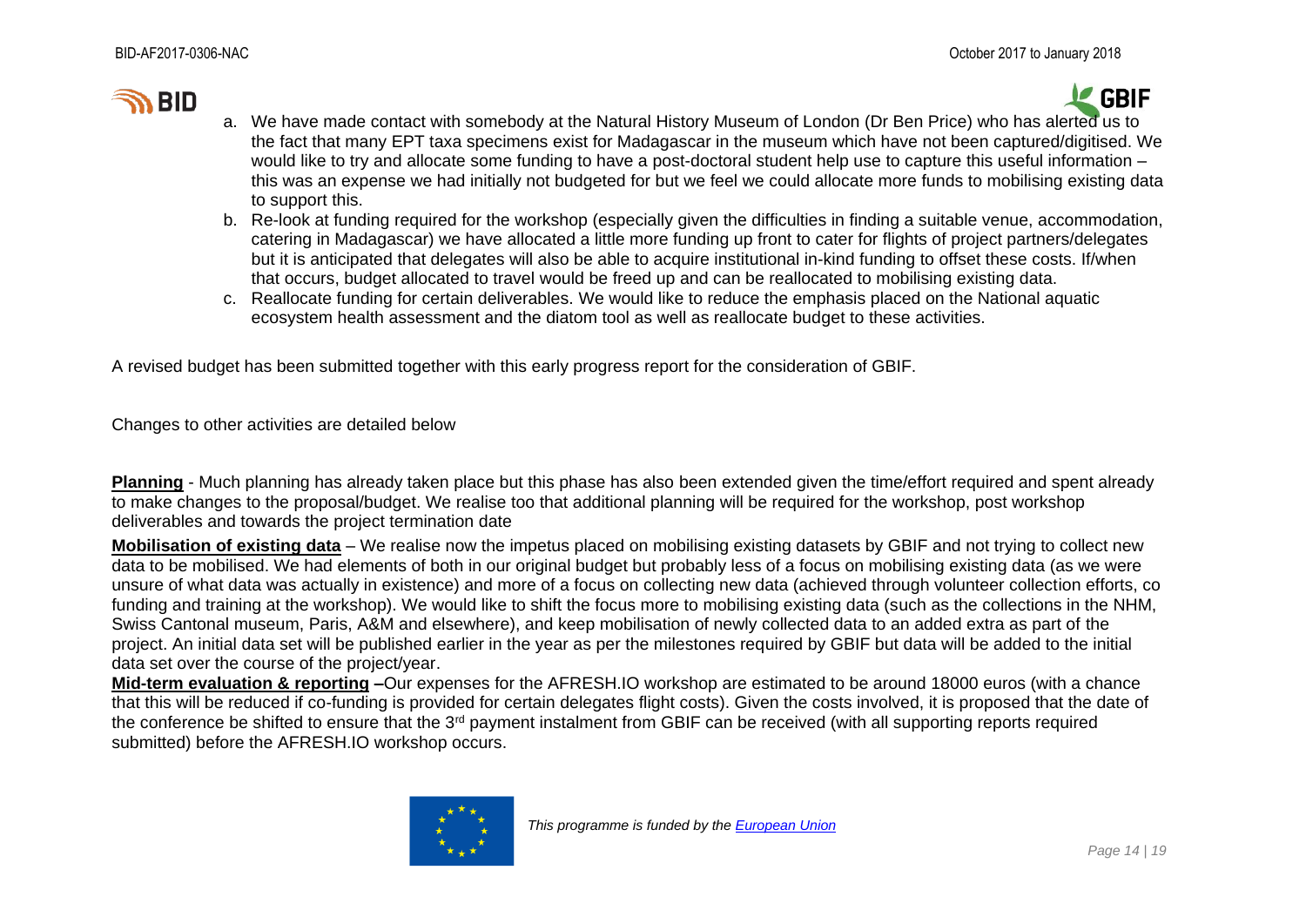a. We have made contact with somebody at the Natural History Museum of London (Dr Ben Price) who has alerted us to the fact that many EPT taxa specimens exist for Madagascar in the museum which have not been captured/digitised. We would like to try and allocate some funding to have a post-doctoral student help use to capture this useful information – this was an expense we had initially not budgeted for but we feel we could allocate more funds to mobilising existing data to support this.
b. Re-look at funding required for the workshop (especially given the difficulties in finding a suitable venue, accommodation, catering in Madagascar) we have allocated a little more funding up front to cater for flights of project partners/delegates but it is anticipated that delegates will also be able to acquire institutional in-kind funding to offset these costs. If/when that occurs, budget allocated to travel would be freed up and can be reallocated to mobilising existing data.
c. Reallocate funding for certain deliverables. We would like to reduce the emphasis placed on the National aquatic ecosystem health assessment and the diatom tool as well as reallocate budget to these activities.

A revised budget has been submitted together with this early progress report for the consideration of GBIF.

Changes to other activities are detailed below

**Planning** - Much planning has already taken place but this phase has also been extended given the time/effort required and spent already to make changes to the proposal/budget. We realise too that additional planning will be required for the workshop, post workshop deliverables and towards the project termination date

**Mobilisation of existing data** – We realise now the impetus placed on mobilising existing datasets by GBIF and not trying to collect new data to be mobilised. We had elements of both in our original budget but probably less of a focus on mobilising existing data (as we were unsure of what data was actually in existence) and more of a focus on collecting new data (achieved through volunteer collection efforts, co funding and training at the workshop). We would like to shift the focus more to mobilising existing data (such as the collections in the NHM, Swiss Cantonal museum, Paris, A&M and elsewhere), and keep mobilisation of newly collected data to an added extra as part of the project. An initial data set will be published earlier in the year as per the milestones required by GBIF but data will be added to the initial data set over the course of the project/year.

**Mid-term evaluation & reporting** –Our expenses for the AFRESH.IO workshop are estimated to be around 18000 euros (with a chance that this will be reduced if co-funding is provided for certain delegates flight costs). Given the costs involved, it is proposed that the date of the conference be shifted to ensure that the 3rd payment instalment from GBIF can be received (with all supporting reports required submitted) before the AFRESH.IO workshop occurs.

*This programme is funded by the European Union*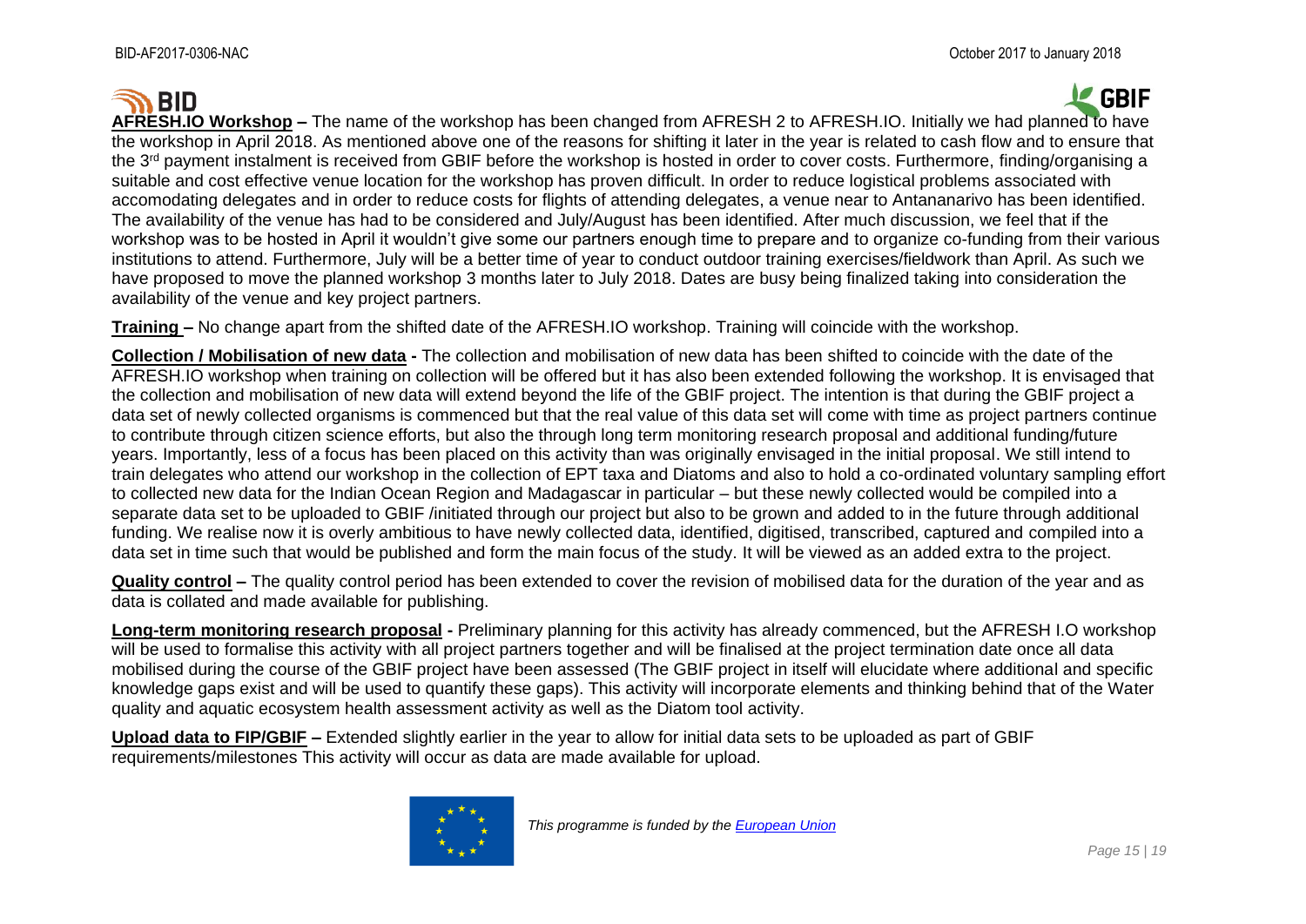**AFRESH.IO Workshop** – The name of the workshop has been changed from AFRESH 2 to AFRESH.IO. Initially we had planned to have the workshop in April 2018. As mentioned above one of the reasons for shifting it later in the year is related to cash flow and to ensure that the 3rd payment instalment is received from GBIF before the workshop is hosted in order to cover costs. Furthermore, finding/organising a suitable and cost effective venue location for the workshop has proven difficult. In order to reduce logistical problems associated with accomodating delegates and in order to reduce costs for flights of attending delegates, a venue near to Antananarivo has been identified. The availability of the venue has had to be considered and July/August has been identified. After much discussion, we feel that if the workshop was to be hosted in April it wouldn't give some our partners enough time to prepare and to organize co-funding from their various institutions to attend. Furthermore, July will be a better time of year to conduct outdoor training exercises/fieldwork than April. As such we have proposed to move the planned workshop 3 months later to July 2018. Dates are busy being finalized taking into consideration the availability of the venue and key project partners.

**Training** – No change apart from the shifted date of the AFRESH.IO workshop. Training will coincide with the workshop.

**Collection / Mobilisation of new data** - The collection and mobilisation of new data has been shifted to coincide with the date of the AFRESH.IO workshop when training on collection will be offered but it has also been extended following the workshop. It is envisaged that the collection and mobilisation of new data will extend beyond the life of the GBIF project. The intention is that during the GBIF project a data set of newly collected organisms is commenced but that the real value of this data set will come with time as project partners continue to contribute through citizen science efforts, but also the through long term monitoring research proposal and additional funding/future years. Importantly, less of a focus has been placed on this activity than was originally envisaged in the initial proposal. We still intend to train delegates who attend our workshop in the collection of EPT taxa and Diatoms and also to hold a co-ordinated voluntary sampling effort to collected new data for the Indian Ocean Region and Madagascar in particular – but these newly collected would be compiled into a separate data set to be uploaded to GBIF /initiated through our project but also to be grown and added to in the future through additional funding. We realise now it is overly ambitious to have newly collected data, identified, digitised, transcribed, captured and compiled into a data set in time such that would be published and form the main focus of the study. It will be viewed as an added extra to the project.

**Quality control** – The quality control period has been extended to cover the revision of mobilised data for the duration of the year and as data is collated and made available for publishing.

**Long-term monitoring research proposal** - Preliminary planning for this activity has already commenced, but the AFRESH I.O workshop will be used to formalise this activity with all project partners together and will be finalised at the project termination date once all data mobilised during the course of the GBIF project have been assessed (The GBIF project in itself will elucidate where additional and specific knowledge gaps exist and will be used to quantify these gaps). This activity will incorporate elements and thinking behind that of the Water quality and aquatic ecosystem health assessment activity as well as the Diatom tool activity.

**Upload data to FIP/GBIF** – Extended slightly earlier in the year to allow for initial data sets to be uploaded as part of GBIF requirements/milestones This activity will occur as data are made available for upload.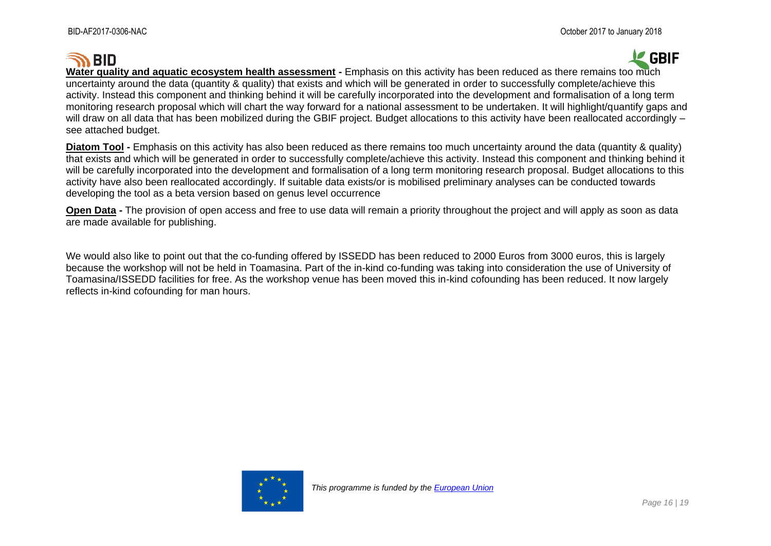**Water quality and aquatic ecosystem health assessment -** Emphasis on this activity has been reduced as there remains too much uncertainty around the data (quantity & quality) that exists and which will be generated in order to successfully complete/achieve this activity. Instead this component and thinking behind it will be carefully incorporated into the development and formalisation of a long term monitoring research proposal which will chart the way forward for a national assessment to be undertaken. It will highlight/quantify gaps and will draw on all data that has been mobilized during the GBIF project. Budget allocations to this activity have been reallocated accordingly – see attached budget.

**Diatom Tool -** Emphasis on this activity has also been reduced as there remains too much uncertainty around the data (quantity & quality) that exists and which will be generated in order to successfully complete/achieve this activity. Instead this component and thinking behind it will be carefully incorporated into the development and formalisation of a long term monitoring research proposal. Budget allocations to this activity have also been reallocated accordingly. If suitable data exists/or is mobilised preliminary analyses can be conducted towards developing the tool as a beta version based on genus level occurrence

**Open Data -** The provision of open access and free to use data will remain a priority throughout the project and will apply as soon as data are made available for publishing.

We would also like to point out that the co-funding offered by ISSEDD has been reduced to 2000 Euros from 3000 euros, this is largely because the workshop will not be held in Toamasina. Part of the in-kind co-funding was taking into consideration the use of University of Toamasina/ISSEDD facilities for free. As the workshop venue has been moved this in-kind cofounding has been reduced. It now largely reflects in-kind cofounding for man hours.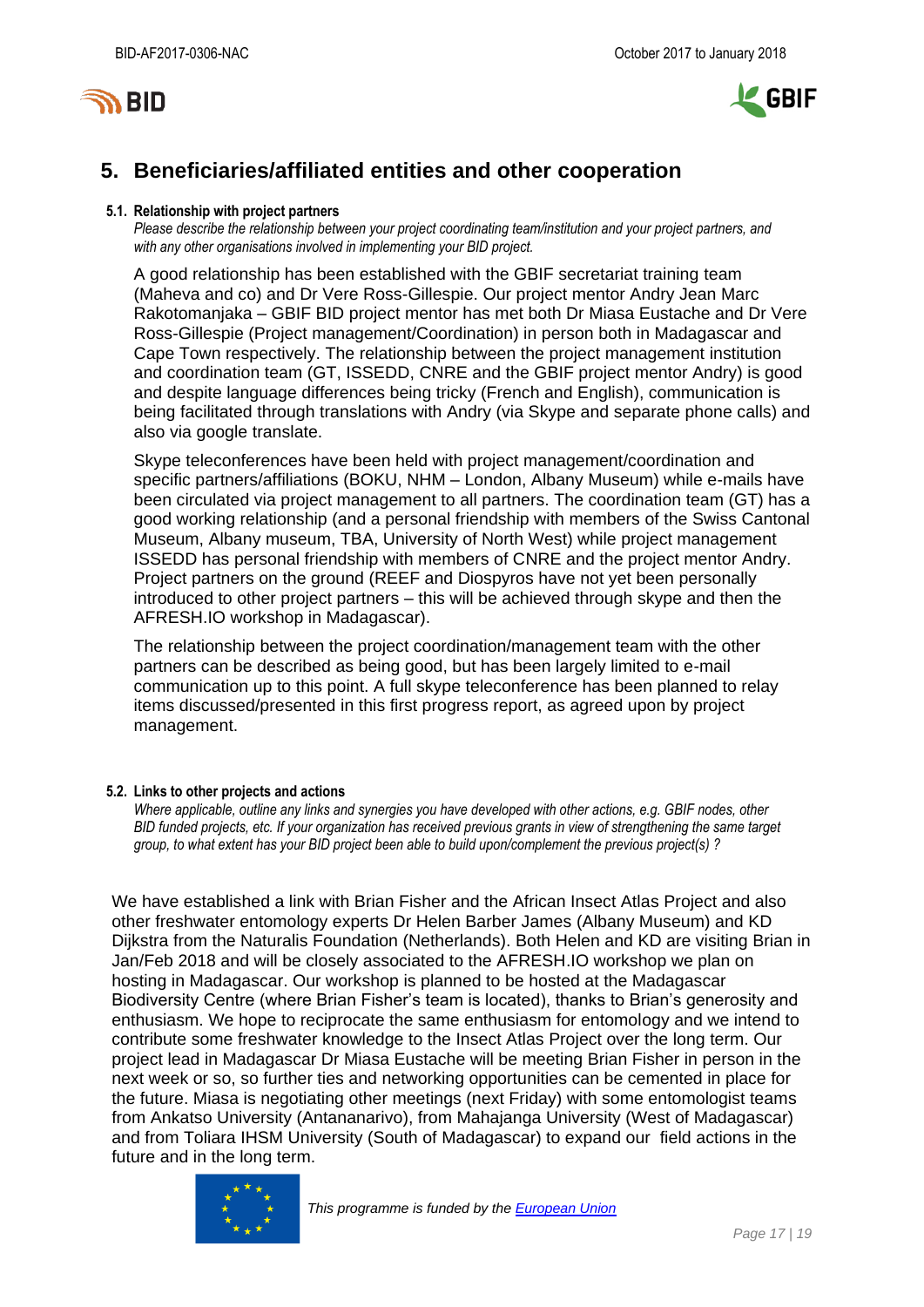## 5. Beneficiaries/affiliated entities and other cooperation

#### 5.1. Relationship with project partners

*Please describe the relationship between your project coordinating team/institution and your project partners, and with any other organisations involved in implementing your BID project.*

A good relationship has been established with the GBIF secretariat training team (Maheva and co) and Dr Vere Ross-Gillespie. Our project mentor Andry Jean Marc Rakotomanjaka – GBIF BID project mentor has met both Dr Miasa Eustache and Dr Vere Ross-Gillespie (Project management/Coordination) in person both in Madagascar and Cape Town respectively. The relationship between the project management institution and coordination team (GT, ISSEDD, CNRE and the GBIF project mentor Andry) is good and despite language differences being tricky (French and English), communication is being facilitated through translations with Andry (via Skype and separate phone calls) and also via google translate.

Skype teleconferences have been held with project management/coordination and specific partners/affiliations (BOKU, NHM – London, Albany Museum) while e-mails have been circulated via project management to all partners. The coordination team (GT) has a good working relationship (and a personal friendship with members of the Swiss Cantonal Museum, Albany museum, TBA, University of North West) while project management ISSEDD has personal friendship with members of CNRE and the project mentor Andry. Project partners on the ground (REEF and Diospyros have not yet been personally introduced to other project partners – this will be achieved through skype and then the AFRESH.IO workshop in Madagascar).

The relationship between the project coordination/management team with the other partners can be described as being good, but has been largely limited to e-mail communication up to this point. A full skype teleconference has been planned to relay items discussed/presented in this first progress report, as agreed upon by project management.

#### 5.2. Links to other projects and actions

*Where applicable, outline any links and synergies you have developed with other actions, e.g. GBIF nodes, other BID funded projects, etc. If your organization has received previous grants in view of strengthening the same target group, to what extent has your BID project been able to build upon/complement the previous project(s) ?*

We have established a link with Brian Fisher and the African Insect Atlas Project and also other freshwater entomology experts Dr Helen Barber James (Albany Museum) and KD Dijkstra from the Naturalis Foundation (Netherlands). Both Helen and KD are visiting Brian in Jan/Feb 2018 and will be closely associated to the AFRESH.IO workshop we plan on hosting in Madagascar. Our workshop is planned to be hosted at the Madagascar Biodiversity Centre (where Brian Fisher's team is located), thanks to Brian's generosity and enthusiasm. We hope to reciprocate the same enthusiasm for entomology and we intend to contribute some freshwater knowledge to the Insect Atlas Project over the long term. Our project lead in Madagascar Dr Miasa Eustache will be meeting Brian Fisher in person in the next week or so, so further ties and networking opportunities can be cemented in place for the future. Miasa is negotiating other meetings (next Friday) with some entomologist teams from Ankatso University (Antananarivo), from Mahajanga University (West of Madagascar) and from Toliara IHSM University (South of Madagascar) to expand our field actions in the future and in the long term.

*This programme is funded by the [European Union]*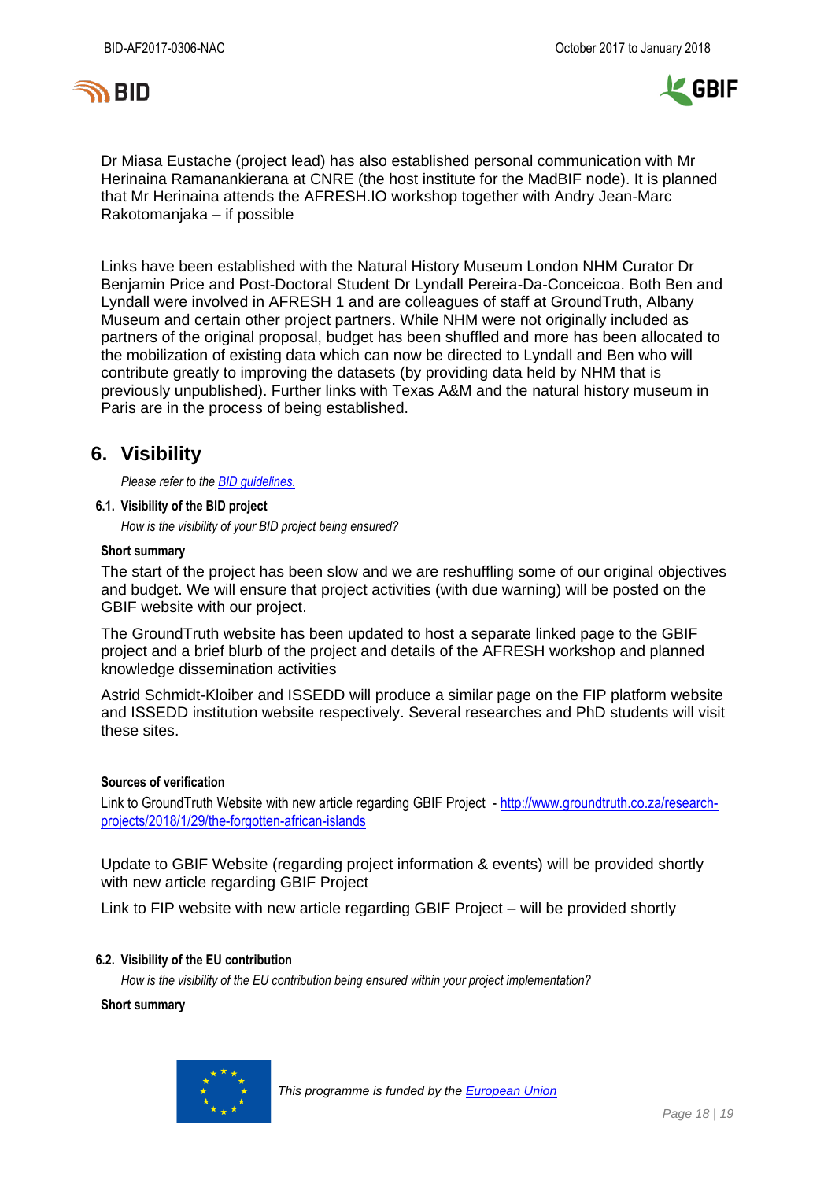Dr Miasa Eustache (project lead) has also established personal communication with Mr Herinaina Ramanankierana at CNRE (the host institute for the MadBIF node). It is planned that Mr Herinaina attends the AFRESH.IO workshop together with Andry Jean-Marc Rakotomanjaka – if possible

Links have been established with the Natural History Museum London NHM Curator Dr Benjamin Price and Post-Doctoral Student Dr Lyndall Pereira-Da-Conceicoa. Both Ben and Lyndall were involved in AFRESH 1 and are colleagues of staff at GroundTruth, Albany Museum and certain other project partners. While NHM were not originally included as partners of the original proposal, budget has been shuffled and more has been allocated to the mobilization of existing data which can now be directed to Lyndall and Ben who will contribute greatly to improving the datasets (by providing data held by NHM that is previously unpublished). Further links with Texas A&M and the natural history museum in Paris are in the process of being established.

## 6. Visibility

*Please refer to the [BID guidelines.](BID guidelines.)*

### 6.1. Visibility of the BID project

*How is the visibility of your BID project being ensured?*

**Short summary**

The start of the project has been slow and we are reshuffling some of our original objectives and budget. We will ensure that project activities (with due warning) will be posted on the GBIF website with our project.

The GroundTruth website has been updated to host a separate linked page to the GBIF project and a brief blurb of the project and details of the AFRESH workshop and planned knowledge dissemination activities

Astrid Schmidt-Kloiber and ISSEDD will produce a similar page on the FIP platform website and ISSEDD institution website respectively. Several researches and PhD students will visit these sites.

**Sources of verification**

Link to GroundTruth Website with new article regarding GBIF Project - http://www.groundtruth.co.za/research-projects/2018/1/29/the-forgotten-african-islands

Update to GBIF Website (regarding project information & events) will be provided shortly with new article regarding GBIF Project

Link to FIP website with new article regarding GBIF Project – will be provided shortly

### 6.2. Visibility of the EU contribution

*How is the visibility of the EU contribution being ensured within your project implementation?*

**Short summary**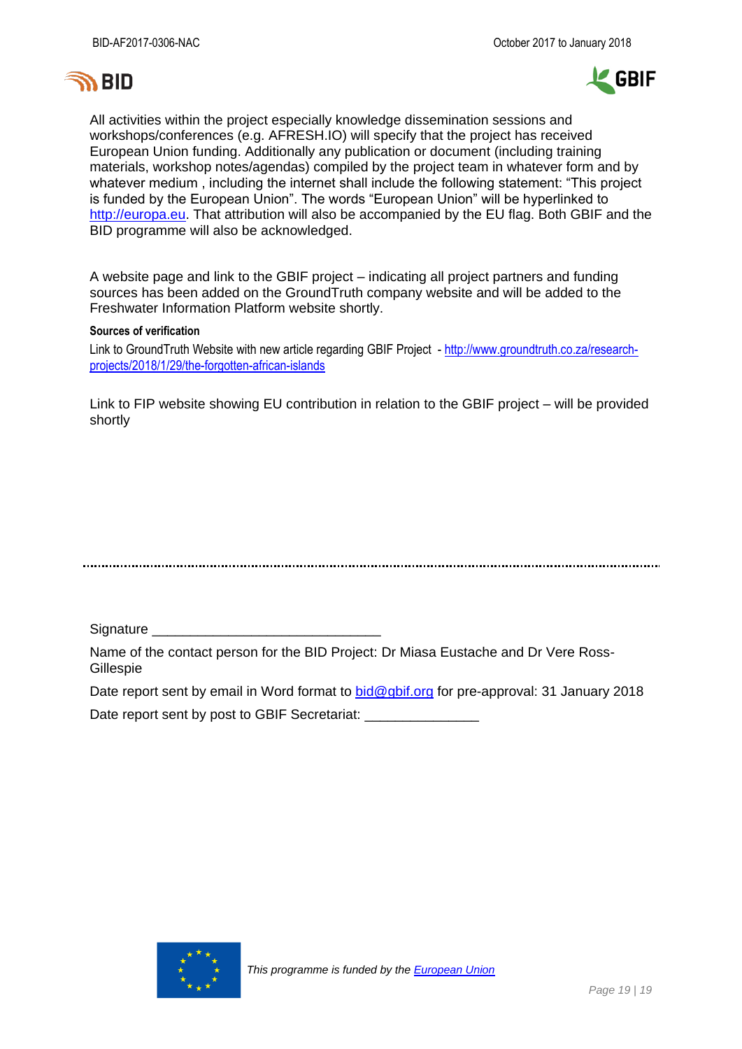All activities within the project especially knowledge dissemination sessions and workshops/conferences (e.g. AFRESH.IO) will specify that the project has received European Union funding. Additionally any publication or document (including training materials, workshop notes/agendas) compiled by the project team in whatever form and by whatever medium , including the internet shall include the following statement: "This project is funded by the European Union". The words "European Union" will be hyperlinked to http://europa.eu. That attribution will also be accompanied by the EU flag. Both GBIF and the BID programme will also be acknowledged.

A website page and link to the GBIF project – indicating all project partners and funding sources has been added on the GroundTruth company website and will be added to the Freshwater Information Platform website shortly.

**Sources of verification**

Link to GroundTruth Website with new article regarding GBIF Project - http://www.groundtruth.co.za/research-projects/2018/1/29/the-forgotten-african-islands

Link to FIP website showing EU contribution in relation to the GBIF project – will be provided shortly

---

Signature ______________________________

Name of the contact person for the BID Project: Dr Miasa Eustache and Dr Vere Ross-Gillespie

Date report sent by email in Word format to bid@gbif.org for pre-approval: 31 January 2018

Date report sent by post to GBIF Secretariat: _______________

*This programme is funded by the European Union*